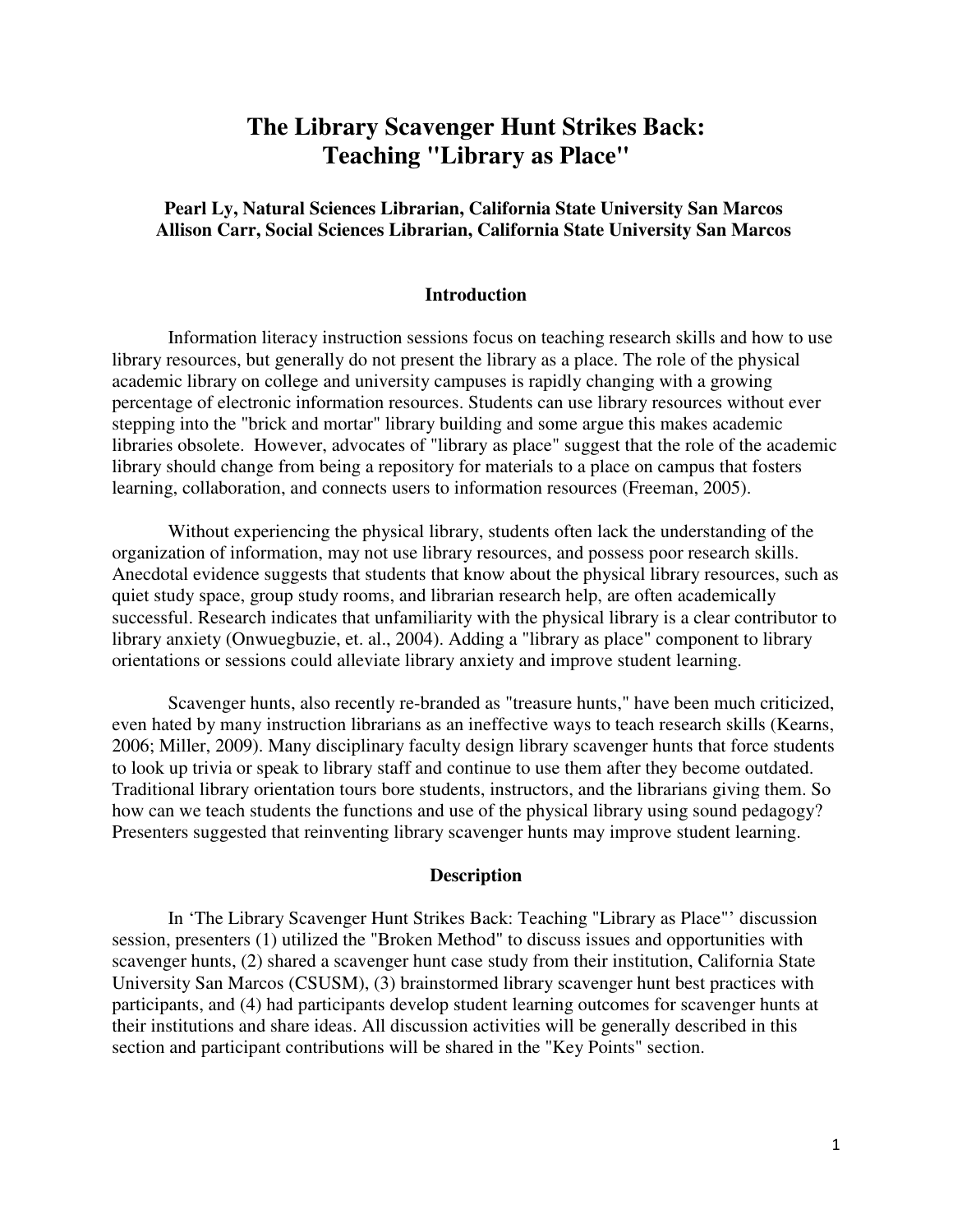# The Library Scavenger Hunt Strikes Back: Teaching "Library as Place"

**Pearl Ly, Natural Sciences Librarian, California State University San Marcos**
**Allison Carr, Social Sciences Librarian, California State University San Marcos**

## Introduction

Information literacy instruction sessions focus on teaching research skills and how to use library resources, but generally do not present the library as a place. The role of the physical academic library on college and university campuses is rapidly changing with a growing percentage of electronic information resources. Students can use library resources without ever stepping into the "brick and mortar" library building and some argue this makes academic libraries obsolete. However, advocates of "library as place" suggest that the role of the academic library should change from being a repository for materials to a place on campus that fosters learning, collaboration, and connects users to information resources (Freeman, 2005).

Without experiencing the physical library, students often lack the understanding of the organization of information, may not use library resources, and possess poor research skills. Anecdotal evidence suggests that students that know about the physical library resources, such as quiet study space, group study rooms, and librarian research help, are often academically successful. Research indicates that unfamiliarity with the physical library is a clear contributor to library anxiety (Onwuegbuzie, et. al., 2004). Adding a "library as place" component to library orientations or sessions could alleviate library anxiety and improve student learning.

Scavenger hunts, also recently re-branded as "treasure hunts," have been much criticized, even hated by many instruction librarians as an ineffective ways to teach research skills (Kearns, 2006; Miller, 2009). Many disciplinary faculty design library scavenger hunts that force students to look up trivia or speak to library staff and continue to use them after they become outdated. Traditional library orientation tours bore students, instructors, and the librarians giving them. So how can we teach students the functions and use of the physical library using sound pedagogy? Presenters suggested that reinventing library scavenger hunts may improve student learning.

## Description

In 'The Library Scavenger Hunt Strikes Back: Teaching "Library as Place"' discussion session, presenters (1) utilized the "Broken Method" to discuss issues and opportunities with scavenger hunts, (2) shared a scavenger hunt case study from their institution, California State University San Marcos (CSUSM), (3) brainstormed library scavenger hunt best practices with participants, and (4) had participants develop student learning outcomes for scavenger hunts at their institutions and share ideas. All discussion activities will be generally described in this section and participant contributions will be shared in the "Key Points" section.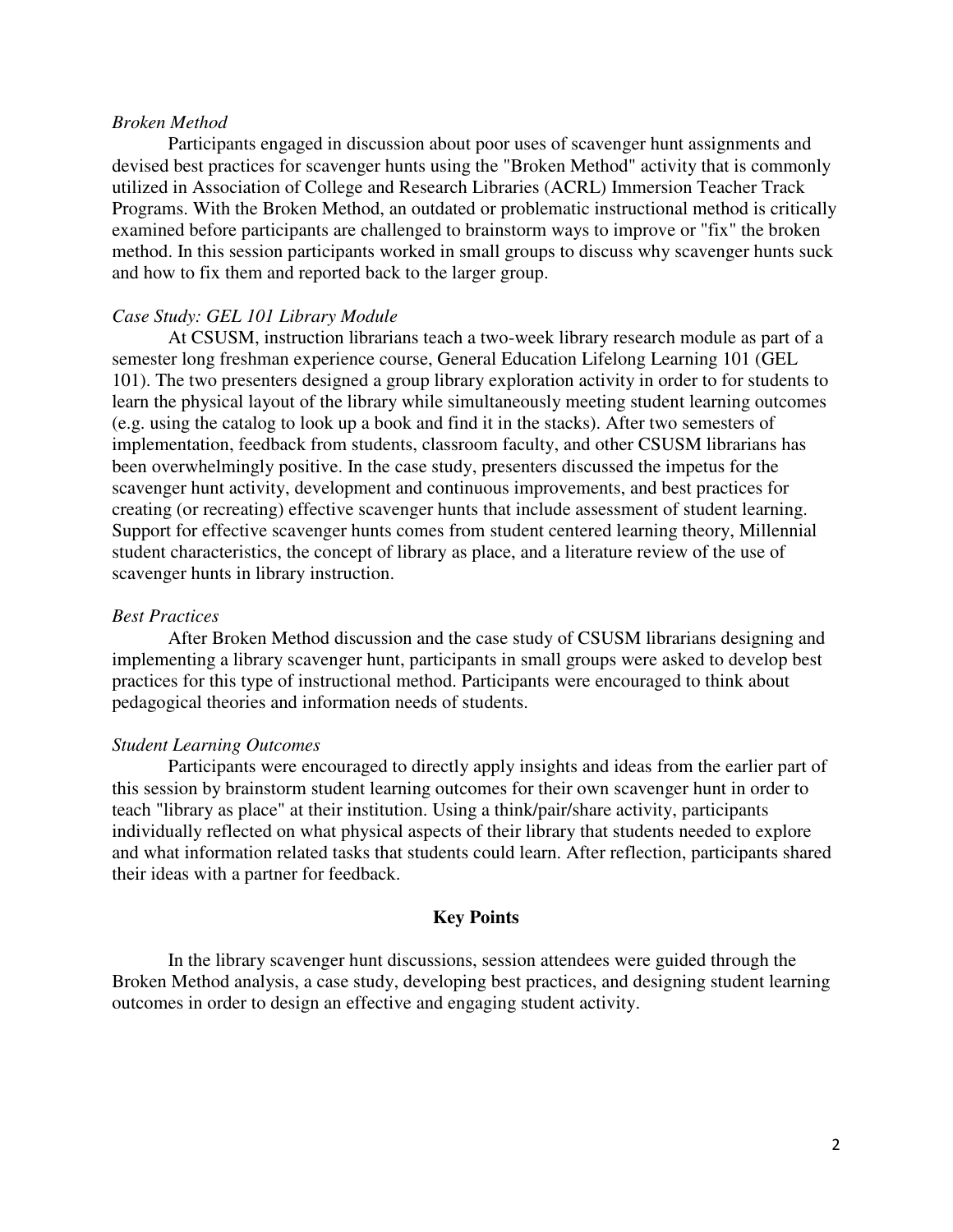*Broken Method*

Participants engaged in discussion about poor uses of scavenger hunt assignments and devised best practices for scavenger hunts using the "Broken Method" activity that is commonly utilized in Association of College and Research Libraries (ACRL) Immersion Teacher Track Programs. With the Broken Method, an outdated or problematic instructional method is critically examined before participants are challenged to brainstorm ways to improve or "fix" the broken method. In this session participants worked in small groups to discuss why scavenger hunts suck and how to fix them and reported back to the larger group.

*Case Study: GEL 101 Library Module*

At CSUSM, instruction librarians teach a two-week library research module as part of a semester long freshman experience course, General Education Lifelong Learning 101 (GEL 101). The two presenters designed a group library exploration activity in order to for students to learn the physical layout of the library while simultaneously meeting student learning outcomes (e.g. using the catalog to look up a book and find it in the stacks). After two semesters of implementation, feedback from students, classroom faculty, and other CSUSM librarians has been overwhelmingly positive. In the case study, presenters discussed the impetus for the scavenger hunt activity, development and continuous improvements, and best practices for creating (or recreating) effective scavenger hunts that include assessment of student learning. Support for effective scavenger hunts comes from student centered learning theory, Millennial student characteristics, the concept of library as place, and a literature review of the use of scavenger hunts in library instruction.

*Best Practices*

After Broken Method discussion and the case study of CSUSM librarians designing and implementing a library scavenger hunt, participants in small groups were asked to develop best practices for this type of instructional method. Participants were encouraged to think about pedagogical theories and information needs of students.

*Student Learning Outcomes*

Participants were encouraged to directly apply insights and ideas from the earlier part of this session by brainstorm student learning outcomes for their own scavenger hunt in order to teach "library as place" at their institution. Using a think/pair/share activity, participants individually reflected on what physical aspects of their library that students needed to explore and what information related tasks that students could learn. After reflection, participants shared their ideas with a partner for feedback.

## Key Points

In the library scavenger hunt discussions, session attendees were guided through the Broken Method analysis, a case study, developing best practices, and designing student learning outcomes in order to design an effective and engaging student activity.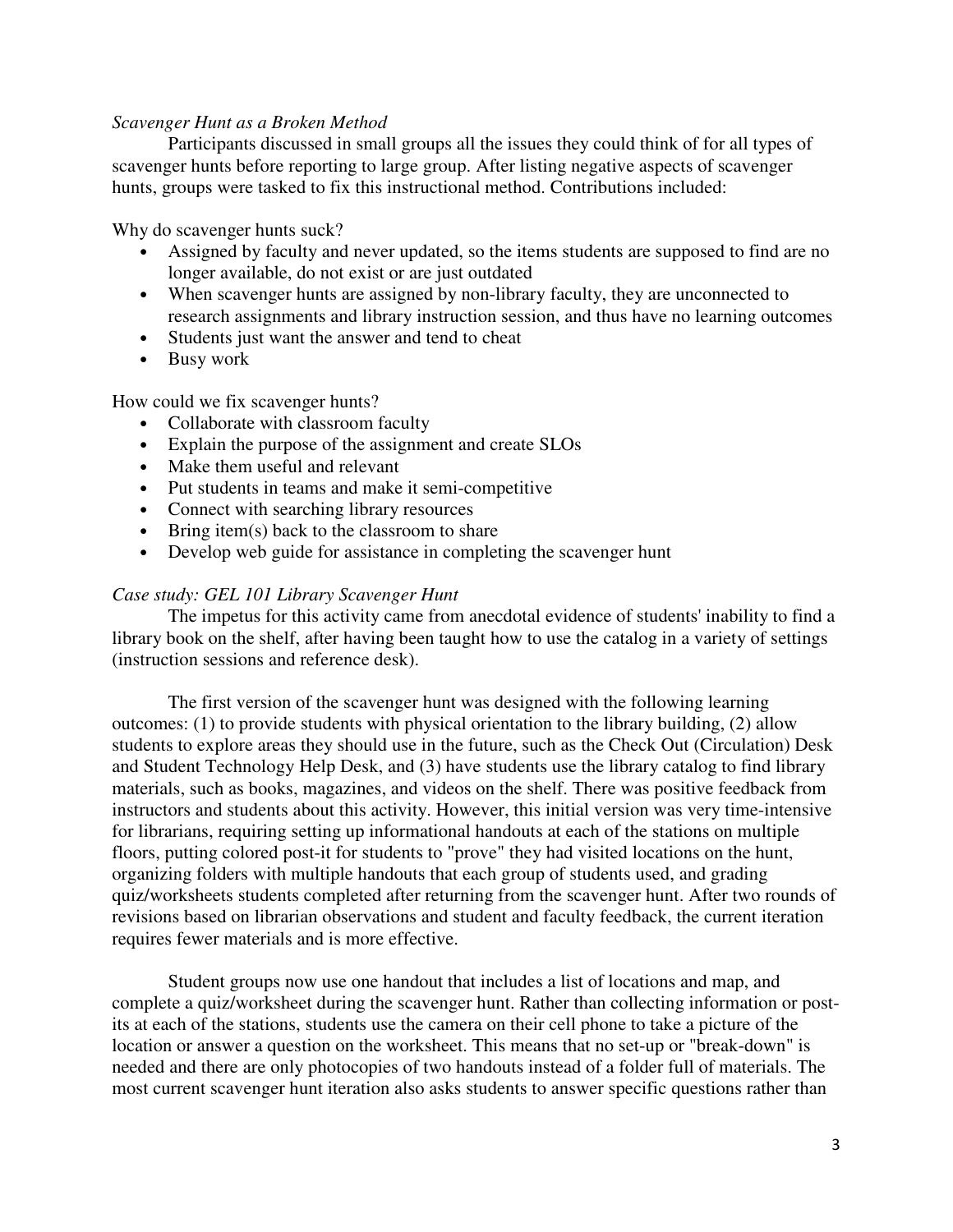*Scavenger Hunt as a Broken Method*

Participants discussed in small groups all the issues they could think of for all types of scavenger hunts before reporting to large group. After listing negative aspects of scavenger hunts, groups were tasked to fix this instructional method. Contributions included:

Why do scavenger hunts suck?

- Assigned by faculty and never updated, so the items students are supposed to find are no longer available, do not exist or are just outdated
- When scavenger hunts are assigned by non-library faculty, they are unconnected to research assignments and library instruction session, and thus have no learning outcomes
- Students just want the answer and tend to cheat
- Busy work

How could we fix scavenger hunts?

- Collaborate with classroom faculty
- Explain the purpose of the assignment and create SLOs
- Make them useful and relevant
- Put students in teams and make it semi-competitive
- Connect with searching library resources
- Bring item(s) back to the classroom to share
- Develop web guide for assistance in completing the scavenger hunt

*Case study: GEL 101 Library Scavenger Hunt*

The impetus for this activity came from anecdotal evidence of students' inability to find a library book on the shelf, after having been taught how to use the catalog in a variety of settings (instruction sessions and reference desk).

The first version of the scavenger hunt was designed with the following learning outcomes: (1) to provide students with physical orientation to the library building, (2) allow students to explore areas they should use in the future, such as the Check Out (Circulation) Desk and Student Technology Help Desk, and (3) have students use the library catalog to find library materials, such as books, magazines, and videos on the shelf. There was positive feedback from instructors and students about this activity. However, this initial version was very time-intensive for librarians, requiring setting up informational handouts at each of the stations on multiple floors, putting colored post-it for students to "prove" they had visited locations on the hunt, organizing folders with multiple handouts that each group of students used, and grading quiz/worksheets students completed after returning from the scavenger hunt. After two rounds of revisions based on librarian observations and student and faculty feedback, the current iteration requires fewer materials and is more effective.

Student groups now use one handout that includes a list of locations and map, and complete a quiz/worksheet during the scavenger hunt. Rather than collecting information or post-its at each of the stations, students use the camera on their cell phone to take a picture of the location or answer a question on the worksheet. This means that no set-up or "break-down" is needed and there are only photocopies of two handouts instead of a folder full of materials. The most current scavenger hunt iteration also asks students to answer specific questions rather than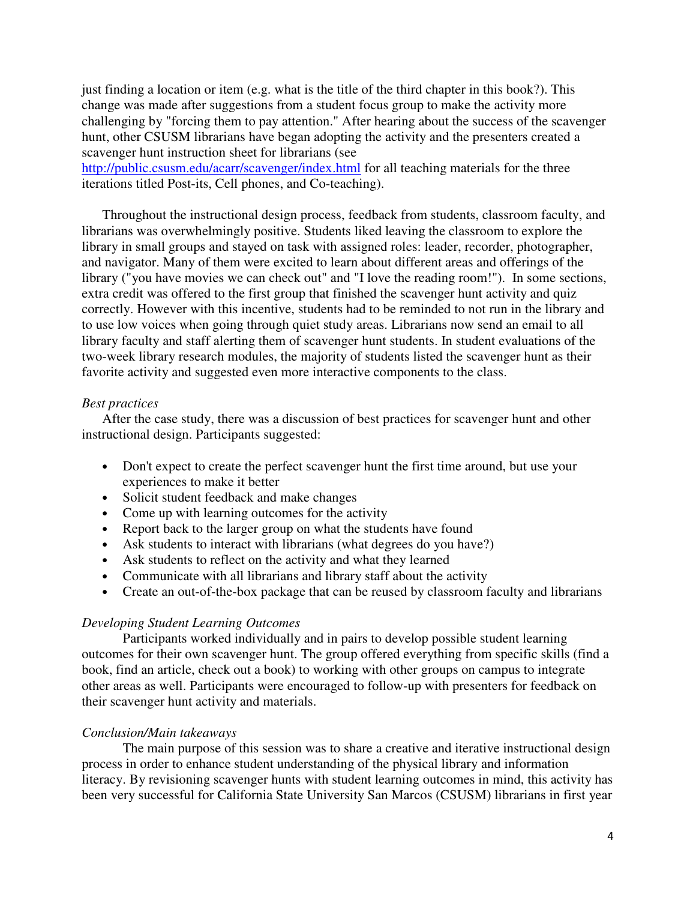just finding a location or item (e.g. what is the title of the third chapter in this book?). This change was made after suggestions from a student focus group to make the activity more challenging by "forcing them to pay attention." After hearing about the success of the scavenger hunt, other CSUSM librarians have began adopting the activity and the presenters created a scavenger hunt instruction sheet for librarians (see http://public.csusm.edu/acarr/scavenger/index.html for all teaching materials for the three iterations titled Post-its, Cell phones, and Co-teaching).

Throughout the instructional design process, feedback from students, classroom faculty, and librarians was overwhelmingly positive. Students liked leaving the classroom to explore the library in small groups and stayed on task with assigned roles: leader, recorder, photographer, and navigator. Many of them were excited to learn about different areas and offerings of the library ("you have movies we can check out" and "I love the reading room!"). In some sections, extra credit was offered to the first group that finished the scavenger hunt activity and quiz correctly. However with this incentive, students had to be reminded to not run in the library and to use low voices when going through quiet study areas. Librarians now send an email to all library faculty and staff alerting them of scavenger hunt students. In student evaluations of the two-week library research modules, the majority of students listed the scavenger hunt as their favorite activity and suggested even more interactive components to the class.

*Best practices*

After the case study, there was a discussion of best practices for scavenger hunt and other instructional design. Participants suggested:

- Don't expect to create the perfect scavenger hunt the first time around, but use your experiences to make it better
- Solicit student feedback and make changes
- Come up with learning outcomes for the activity
- Report back to the larger group on what the students have found
- Ask students to interact with librarians (what degrees do you have?)
- Ask students to reflect on the activity and what they learned
- Communicate with all librarians and library staff about the activity
- Create an out-of-the-box package that can be reused by classroom faculty and librarians

*Developing Student Learning Outcomes*

Participants worked individually and in pairs to develop possible student learning outcomes for their own scavenger hunt. The group offered everything from specific skills (find a book, find an article, check out a book) to working with other groups on campus to integrate other areas as well. Participants were encouraged to follow-up with presenters for feedback on their scavenger hunt activity and materials.

*Conclusion/Main takeaways*

The main purpose of this session was to share a creative and iterative instructional design process in order to enhance student understanding of the physical library and information literacy. By revisioning scavenger hunts with student learning outcomes in mind, this activity has been very successful for California State University San Marcos (CSUSM) librarians in first year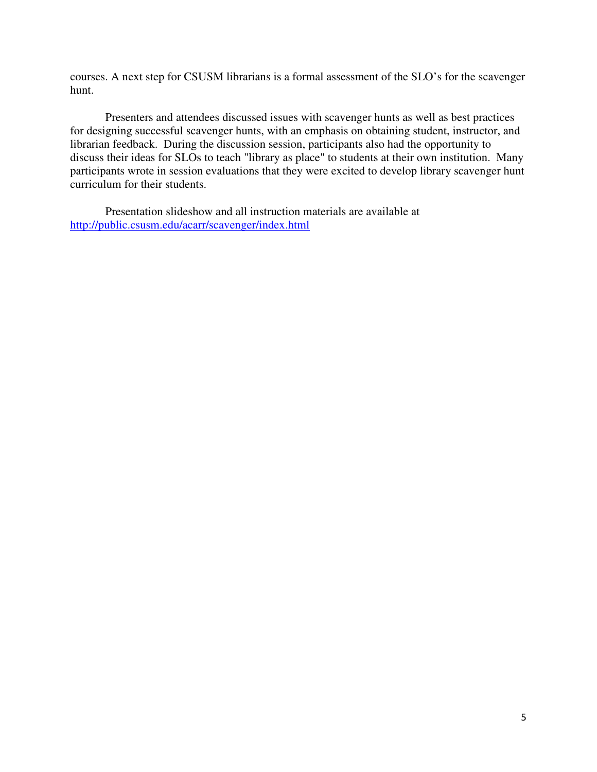courses. A next step for CSUSM librarians is a formal assessment of the SLO's for the scavenger hunt.

Presenters and attendees discussed issues with scavenger hunts as well as best practices for designing successful scavenger hunts, with an emphasis on obtaining student, instructor, and librarian feedback. During the discussion session, participants also had the opportunity to discuss their ideas for SLOs to teach "library as place" to students at their own institution. Many participants wrote in session evaluations that they were excited to develop library scavenger hunt curriculum for their students.

Presentation slideshow and all instruction materials are available at http://public.csusm.edu/acarr/scavenger/index.html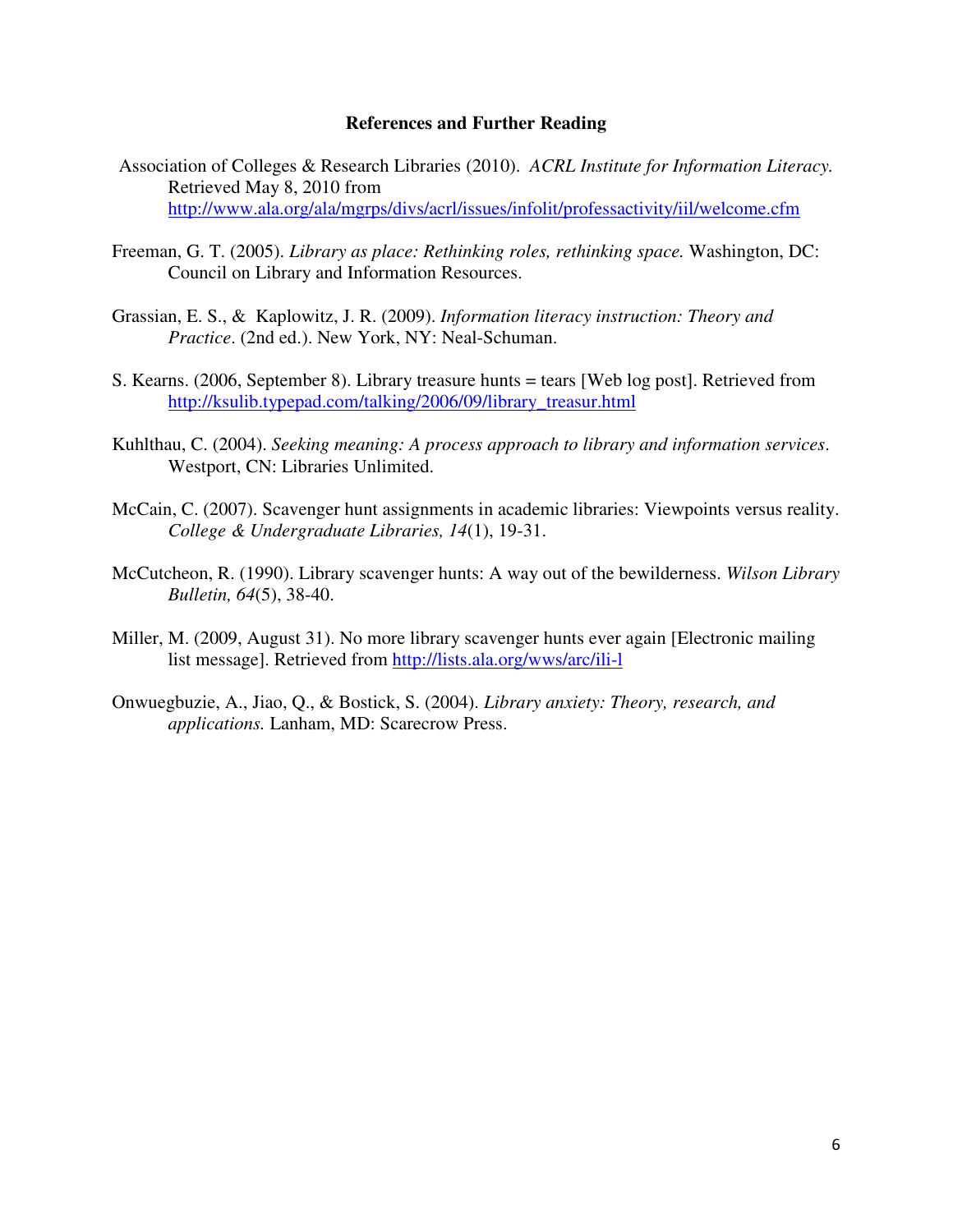## References and Further Reading

Association of Colleges & Research Libraries (2010). *ACRL Institute for Information Literacy.* Retrieved May 8, 2010 from http://www.ala.org/ala/mgrps/divs/acrl/issues/infolit/professactivity/iil/welcome.cfm

Freeman, G. T. (2005). *Library as place: Rethinking roles, rethinking space.* Washington, DC: Council on Library and Information Resources.

Grassian, E. S., & Kaplowitz, J. R. (2009). *Information literacy instruction: Theory and Practice*. (2nd ed.). New York, NY: Neal-Schuman.

S. Kearns. (2006, September 8). Library treasure hunts = tears [Web log post]. Retrieved from http://ksulib.typepad.com/talking/2006/09/library_treasur.html

Kuhlthau, C. (2004). *Seeking meaning: A process approach to library and information services*. Westport, CN: Libraries Unlimited.

McCain, C. (2007). Scavenger hunt assignments in academic libraries: Viewpoints versus reality. *College & Undergraduate Libraries, 14*(1), 19-31.

McCutcheon, R. (1990). Library scavenger hunts: A way out of the bewilderness. *Wilson Library Bulletin, 64*(5), 38-40.

Miller, M. (2009, August 31). No more library scavenger hunts ever again [Electronic mailing list message]. Retrieved from http://lists.ala.org/wws/arc/ili-l

Onwuegbuzie, A., Jiao, Q., & Bostick, S. (2004). *Library anxiety: Theory, research, and applications.* Lanham, MD: Scarecrow Press.